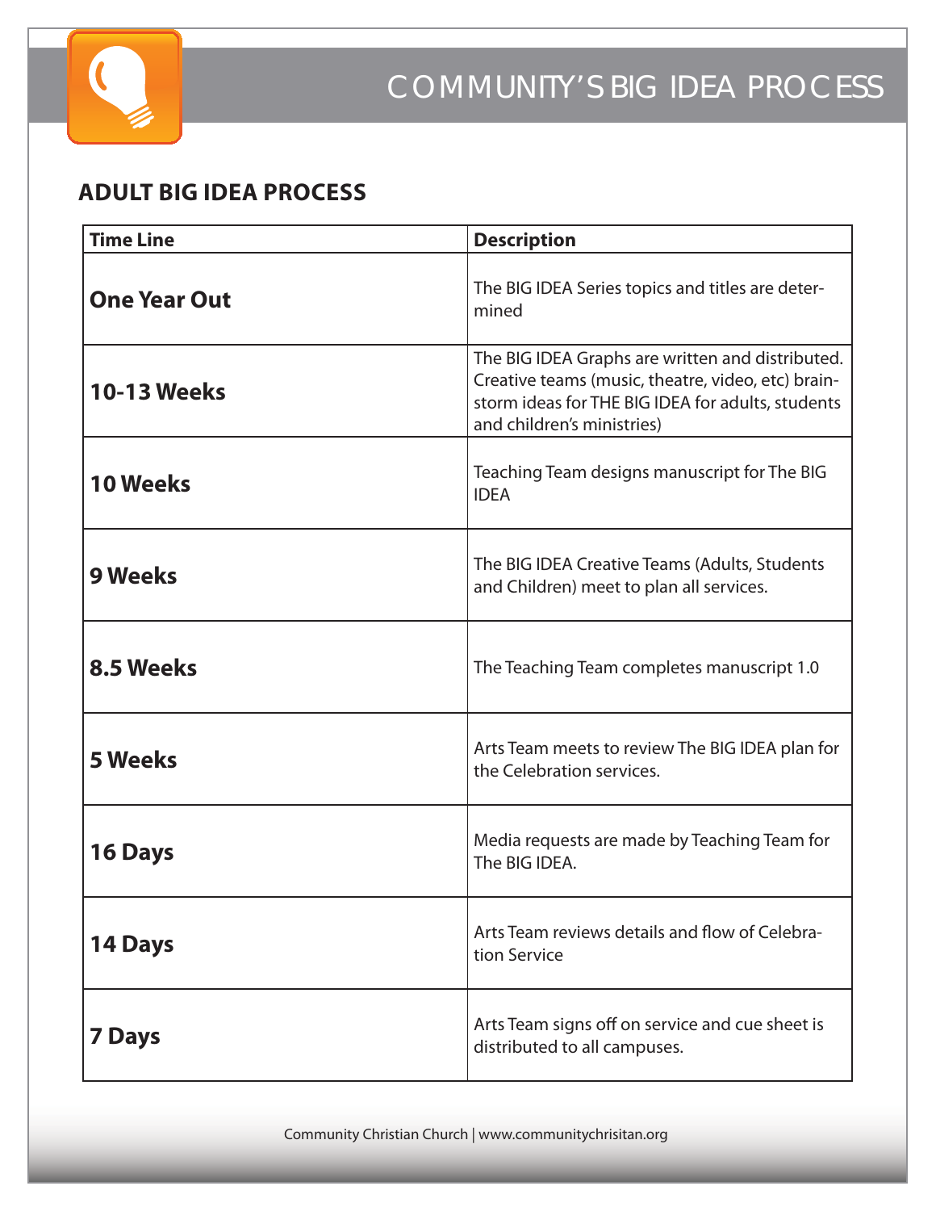# COMMUNITY'S BIG IDEA PROCESS

## ADULT BIG IDEA PROCESS

| Time Line | Description |
| --- | --- |
| **One Year Out** | The BIG IDEA Series topics and titles are determined |
| **10-13 Weeks** | The BIG IDEA Graphs are written and distributed. Creative teams (music, theatre, video, etc) brainstorm ideas for THE BIG IDEA for adults, students and children's ministries) |
| **10 Weeks** | Teaching Team designs manuscript for The BIG IDEA |
| **9 Weeks** | The BIG IDEA Creative Teams (Adults, Students and Children) meet to plan all services. |
| **8.5 Weeks** | The Teaching Team completes manuscript 1.0 |
| **5 Weeks** | Arts Team meets to review The BIG IDEA plan for the Celebration services. |
| **16 Days** | Media requests are made by Teaching Team for The BIG IDEA. |
| **14 Days** | Arts Team reviews details and flow of Celebration Service |
| **7 Days** | Arts Team signs off on service and cue sheet is distributed to all campuses. |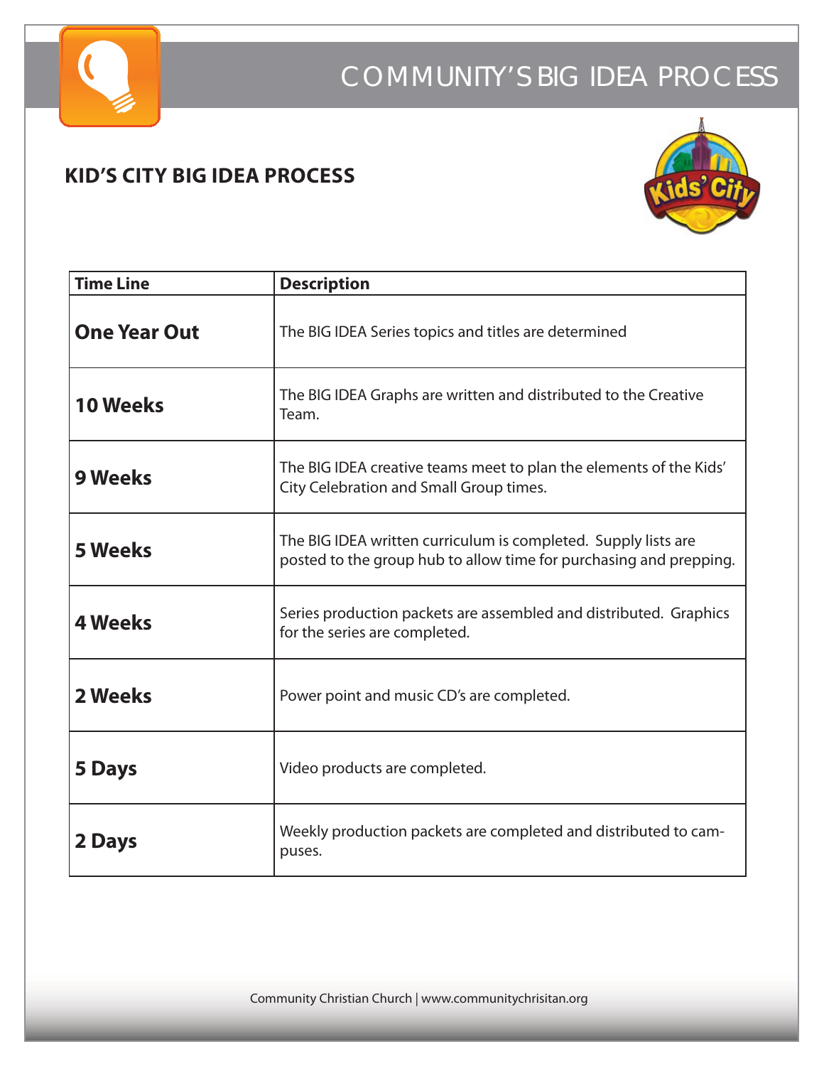# COMMUNITY'S BIG IDEA PROCESS

## KID'S CITY BIG IDEA PROCESS

| Time Line | Description |
|---|---|
| **One Year Out** | The BIG IDEA Series topics and titles are determined |
| **10 Weeks** | The BIG IDEA Graphs are written and distributed to the Creative Team. |
| **9 Weeks** | The BIG IDEA creative teams meet to plan the elements of the Kids' City Celebration and Small Group times. |
| **5 Weeks** | The BIG IDEA written curriculum is completed. Supply lists are posted to the group hub to allow time for purchasing and prepping. |
| **4 Weeks** | Series production packets are assembled and distributed. Graphics for the series are completed. |
| **2 Weeks** | Power point and music CD's are completed. |
| **5 Days** | Video products are completed. |
| **2 Days** | Weekly production packets are completed and distributed to campuses. |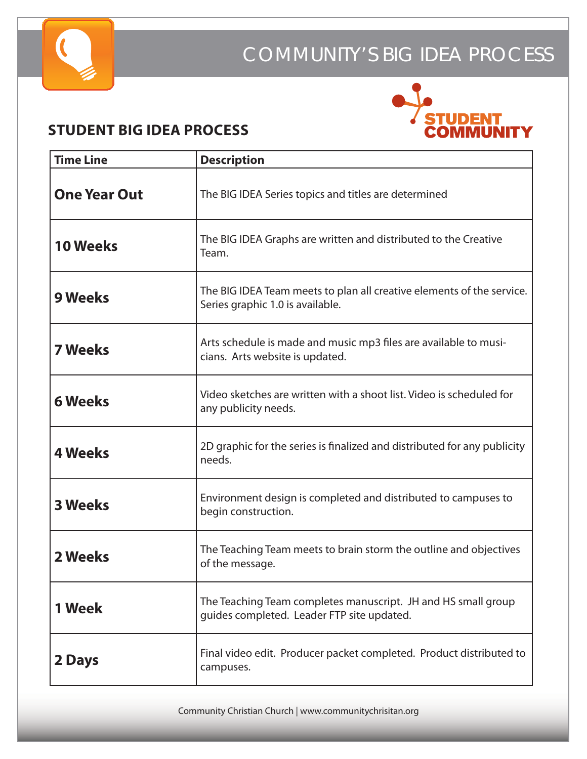# COMMUNITY'S BIG IDEA PROCESS

STUDENT COMMUNITY

## STUDENT BIG IDEA PROCESS

| Time Line | Description |
| --- | --- |
| **One Year Out** | The BIG IDEA Series topics and titles are determined |
| **10 Weeks** | The BIG IDEA Graphs are written and distributed to the Creative Team. |
| **9 Weeks** | The BIG IDEA Team meets to plan all creative elements of the service. Series graphic 1.0 is available. |
| **7 Weeks** | Arts schedule is made and music mp3 files are available to musicians. Arts website is updated. |
| **6 Weeks** | Video sketches are written with a shoot list. Video is scheduled for any publicity needs. |
| **4 Weeks** | 2D graphic for the series is finalized and distributed for any publicity needs. |
| **3 Weeks** | Environment design is completed and distributed to campuses to begin construction. |
| **2 Weeks** | The Teaching Team meets to brain storm the outline and objectives of the message. |
| **1 Week** | The Teaching Team completes manuscript. JH and HS small group guides completed. Leader FTP site updated. |
| **2 Days** | Final video edit. Producer packet completed. Product distributed to campuses. |

Community Christian Church | www.communitychrisitan.org